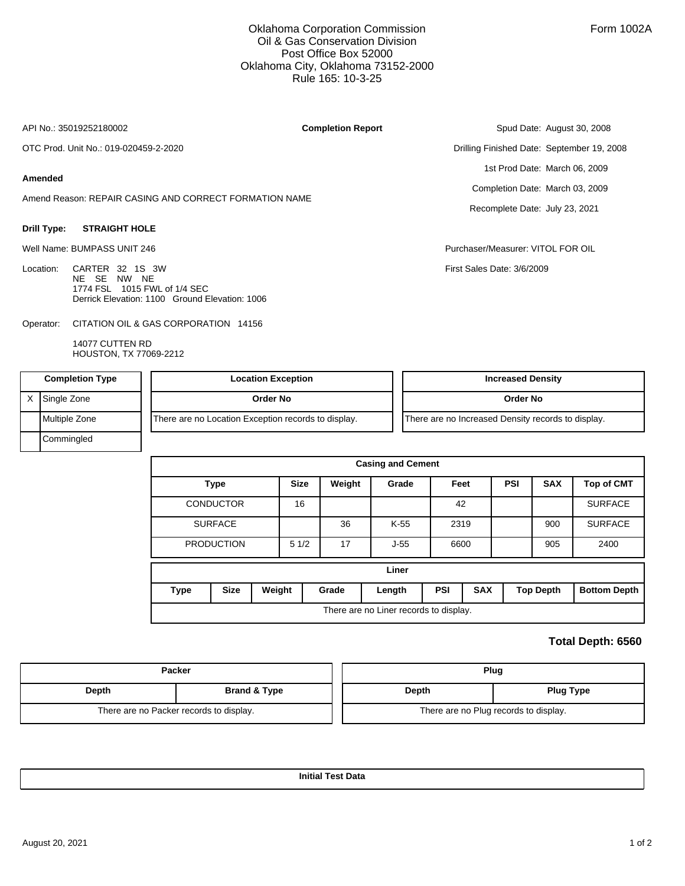Oklahoma Corporation Commission
Oil & Gas Conservation Division
Post Office Box 52000
Oklahoma City, Oklahoma 73152-2000
Rule 165: 10-3-25

Form 1002A

API No.: 35019252180002

**Completion Report**

OTC Prod. Unit No.: 019-020459-2-2020

**Amended**

Amend Reason: REPAIR CASING AND CORRECT FORMATION NAME

Spud Date: August 30, 2008

Drilling Finished Date: September 19, 2008

1st Prod Date: March 06, 2009

Completion Date: March 03, 2009

Recomplete Date: July 23, 2021

**Drill Type:** **STRAIGHT HOLE**

Well Name: BUMPASS UNIT 246

Location: CARTER 32 1S 3W
NE SE NW NE
1774 FSL 1015 FWL of 1/4 SEC
Derrick Elevation: 1100 Ground Elevation: 1006

Purchaser/Measurer: VITOL FOR OIL

First Sales Date: 3/6/2009

Operator: CITATION OIL & GAS CORPORATION 14156

14077 CUTTEN RD
HOUSTON, TX 77069-2212

| | Completion Type |
|---|---|
| X | Single Zone |
| | Multiple Zone |
| | Commingled |

| Location Exception |
|---|
| Order No |
| There are no Location Exception records to display. |

| Increased Density |
|---|
| Order No |
| There are no Increased Density records to display. |

| Casing and Cement | | | | | | | |
|---|---|---|---|---|---|---|---|
| Type | Size | Weight | Grade | Feet | PSI | SAX | Top of CMT |
| CONDUCTOR | 16 | | | 42 | | | SURFACE |
| SURFACE | | 36 | K-55 | 2319 | | 900 | SURFACE |
| PRODUCTION | 5 1/2 | 17 | J-55 | 6600 | | 905 | 2400 |

| Liner | | | | | | | | |
|---|---|---|---|---|---|---|---|---|
| Type | Size | Weight | Grade | Length | PSI | SAX | Top Depth | Bottom Depth |
| There are no Liner records to display. | | | | | | | | |

**Total Depth: 6560**

| Packer | |
|---|---|
| Depth | Brand & Type |
| There are no Packer records to display. | |

| Plug | |
|---|---|
| Depth | Plug Type |
| There are no Plug records to display. | |

**Initial Test Data**

August 20, 2021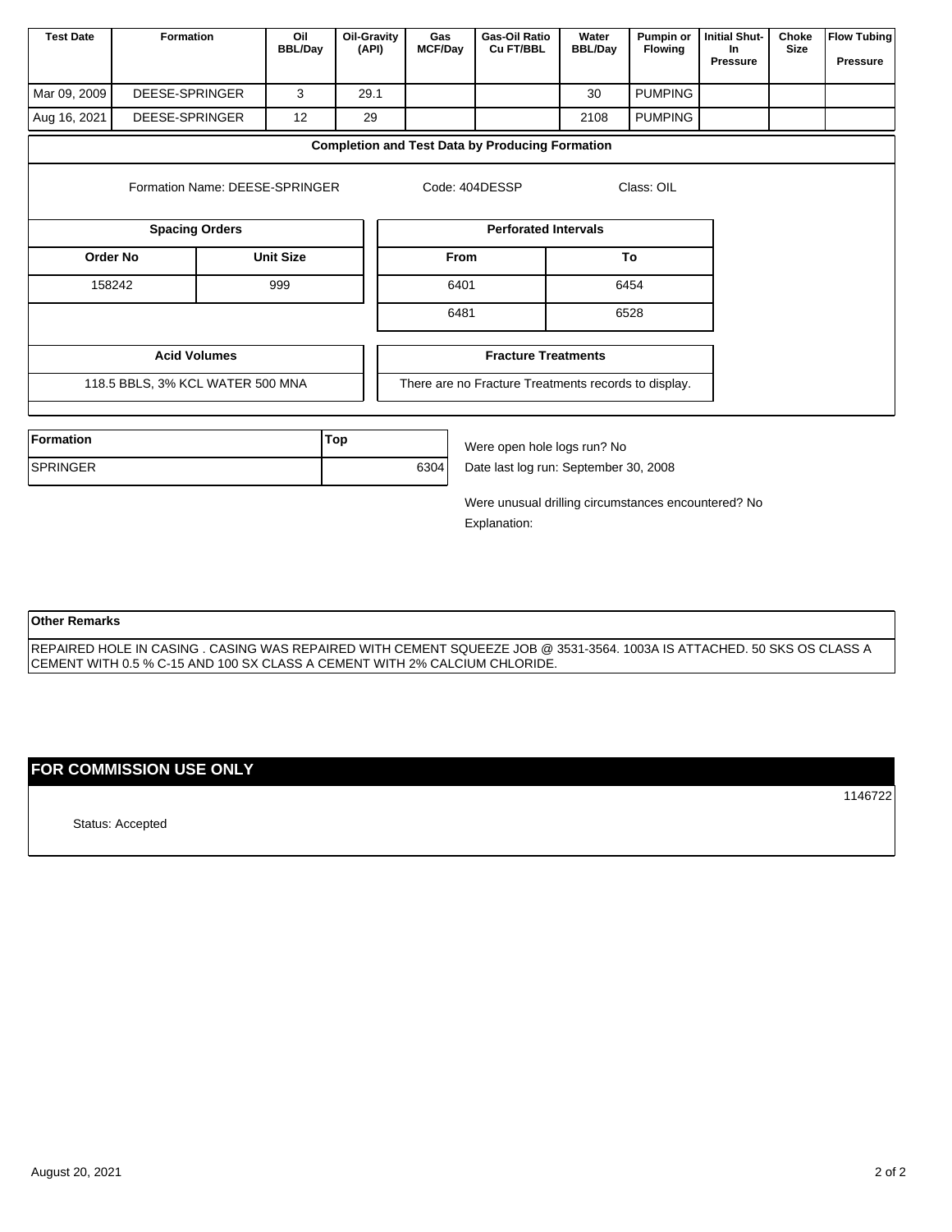| Test Date | Formation | Oil BBL/Day | Oil-Gravity (API) | Gas MCF/Day | Gas-Oil Ratio Cu FT/BBL | Water BBL/Day | Pumpin or Flowing | Initial Shut-In Pressure | Choke Size | Flow Tubing Pressure |
|---|---|---|---|---|---|---|---|---|---|---|
| Mar 09, 2009 | DEESE-SPRINGER | 3 | 29.1 | | | 30 | PUMPING | | | |
| Aug 16, 2021 | DEESE-SPRINGER | 12 | 29 | | | 2108 | PUMPING | | | |

## Completion and Test Data by Producing Formation

Formation Name: DEESE-SPRINGER    Code: 404DESSP    Class: OIL

**Spacing Orders**

| Order No | Unit Size |
|---|---|
| 158242 | 999 |

**Perforated Intervals**

| From | To |
|---|---|
| 6401 | 6454 |
| 6481 | 6528 |

**Acid Volumes**

118.5 BBLS, 3% KCL WATER 500 MNA

**Fracture Treatments**

There are no Fracture Treatments records to display.

| Formation | Top |
|---|---|
| SPRINGER | 6304 |

Were open hole logs run? No

Date last log run: September 30, 2008

Were unusual drilling circumstances encountered? No

Explanation:

**Other Remarks**

REPAIRED HOLE IN CASING . CASING WAS REPAIRED WITH CEMENT SQUEEZE JOB @ 3531-3564. 1003A IS ATTACHED. 50 SKS OS CLASS A CEMENT WITH 0.5 % C-15 AND 100 SX CLASS A CEMENT WITH 2% CALCIUM CHLORIDE.

## FOR COMMISSION USE ONLY

1146722

Status: Accepted

August 20, 2021